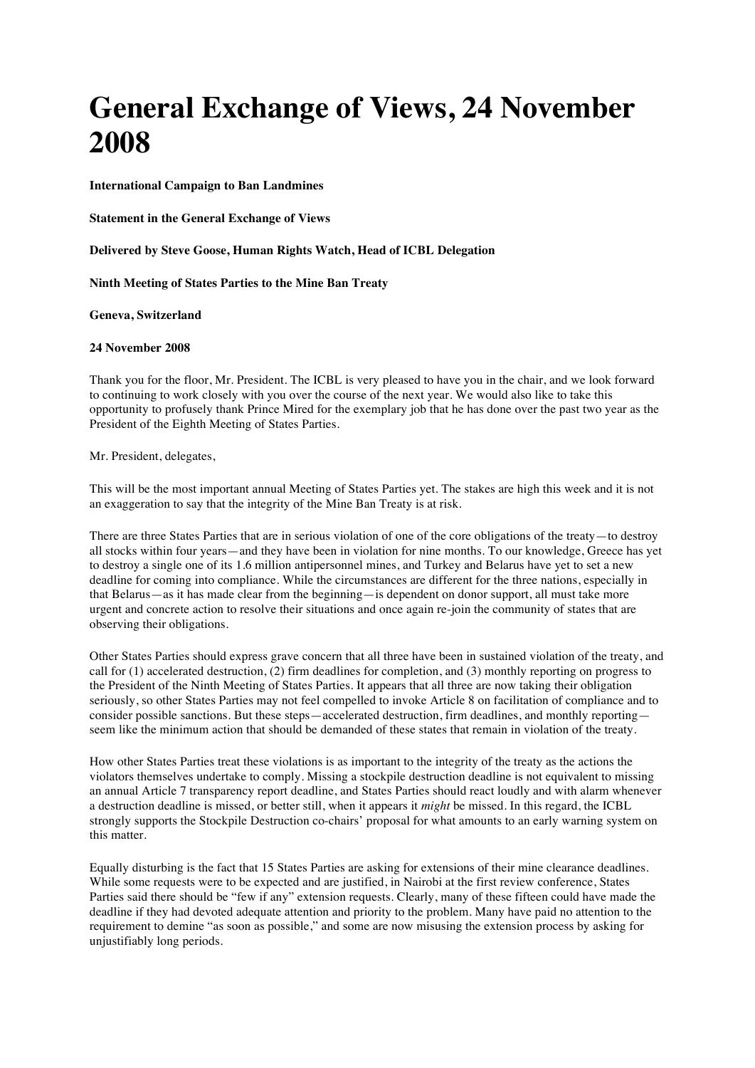# General Exchange of Views, 24 November 2008

**International Campaign to Ban Landmines**

**Statement in the General Exchange of Views**

**Delivered by Steve Goose, Human Rights Watch, Head of ICBL Delegation**

**Ninth Meeting of States Parties to the Mine Ban Treaty**

**Geneva, Switzerland**

**24 November 2008**

Thank you for the floor, Mr. President. The ICBL is very pleased to have you in the chair, and we look forward to continuing to work closely with you over the course of the next year. We would also like to take this opportunity to profusely thank Prince Mired for the exemplary job that he has done over the past two year as the President of the Eighth Meeting of States Parties.

Mr. President, delegates,

This will be the most important annual Meeting of States Parties yet. The stakes are high this week and it is not an exaggeration to say that the integrity of the Mine Ban Treaty is at risk.

There are three States Parties that are in serious violation of one of the core obligations of the treaty—to destroy all stocks within four years—and they have been in violation for nine months. To our knowledge, Greece has yet to destroy a single one of its 1.6 million antipersonnel mines, and Turkey and Belarus have yet to set a new deadline for coming into compliance. While the circumstances are different for the three nations, especially in that Belarus—as it has made clear from the beginning—is dependent on donor support, all must take more urgent and concrete action to resolve their situations and once again re-join the community of states that are observing their obligations.

Other States Parties should express grave concern that all three have been in sustained violation of the treaty, and call for (1) accelerated destruction, (2) firm deadlines for completion, and (3) monthly reporting on progress to the President of the Ninth Meeting of States Parties. It appears that all three are now taking their obligation seriously, so other States Parties may not feel compelled to invoke Article 8 on facilitation of compliance and to consider possible sanctions. But these steps—accelerated destruction, firm deadlines, and monthly reporting—seem like the minimum action that should be demanded of these states that remain in violation of the treaty.

How other States Parties treat these violations is as important to the integrity of the treaty as the actions the violators themselves undertake to comply. Missing a stockpile destruction deadline is not equivalent to missing an annual Article 7 transparency report deadline, and States Parties should react loudly and with alarm whenever a destruction deadline is missed, or better still, when it appears it *might* be missed. In this regard, the ICBL strongly supports the Stockpile Destruction co-chairs' proposal for what amounts to an early warning system on this matter.

Equally disturbing is the fact that 15 States Parties are asking for extensions of their mine clearance deadlines. While some requests were to be expected and are justified, in Nairobi at the first review conference, States Parties said there should be "few if any" extension requests. Clearly, many of these fifteen could have made the deadline if they had devoted adequate attention and priority to the problem. Many have paid no attention to the requirement to demine "as soon as possible," and some are now misusing the extension process by asking for unjustifiably long periods.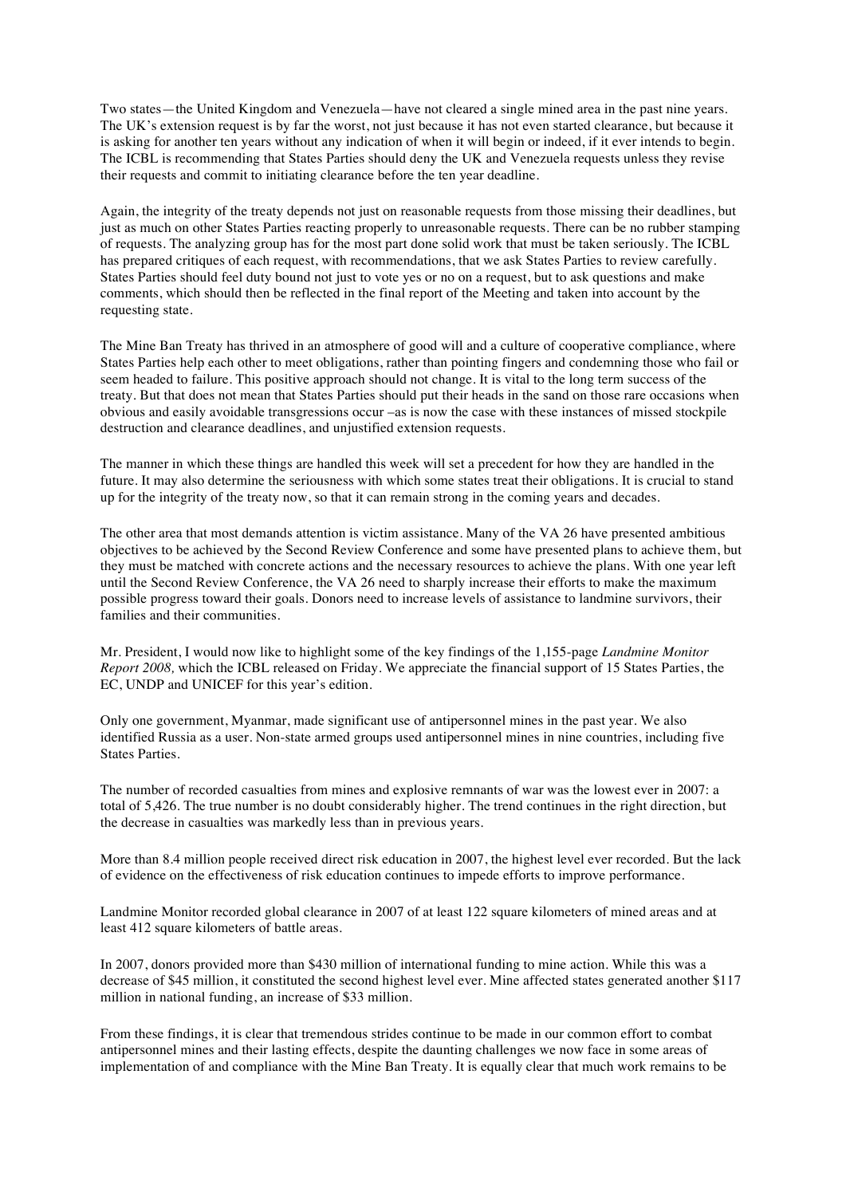Two states—the United Kingdom and Venezuela—have not cleared a single mined area in the past nine years. The UK's extension request is by far the worst, not just because it has not even started clearance, but because it is asking for another ten years without any indication of when it will begin or indeed, if it ever intends to begin. The ICBL is recommending that States Parties should deny the UK and Venezuela requests unless they revise their requests and commit to initiating clearance before the ten year deadline.

Again, the integrity of the treaty depends not just on reasonable requests from those missing their deadlines, but just as much on other States Parties reacting properly to unreasonable requests. There can be no rubber stamping of requests. The analyzing group has for the most part done solid work that must be taken seriously. The ICBL has prepared critiques of each request, with recommendations, that we ask States Parties to review carefully. States Parties should feel duty bound not just to vote yes or no on a request, but to ask questions and make comments, which should then be reflected in the final report of the Meeting and taken into account by the requesting state.

The Mine Ban Treaty has thrived in an atmosphere of good will and a culture of cooperative compliance, where States Parties help each other to meet obligations, rather than pointing fingers and condemning those who fail or seem headed to failure. This positive approach should not change. It is vital to the long term success of the treaty. But that does not mean that States Parties should put their heads in the sand on those rare occasions when obvious and easily avoidable transgressions occur –as is now the case with these instances of missed stockpile destruction and clearance deadlines, and unjustified extension requests.

The manner in which these things are handled this week will set a precedent for how they are handled in the future. It may also determine the seriousness with which some states treat their obligations. It is crucial to stand up for the integrity of the treaty now, so that it can remain strong in the coming years and decades.

The other area that most demands attention is victim assistance. Many of the VA 26 have presented ambitious objectives to be achieved by the Second Review Conference and some have presented plans to achieve them, but they must be matched with concrete actions and the necessary resources to achieve the plans. With one year left until the Second Review Conference, the VA 26 need to sharply increase their efforts to make the maximum possible progress toward their goals. Donors need to increase levels of assistance to landmine survivors, their families and their communities.

Mr. President, I would now like to highlight some of the key findings of the 1,155-page *Landmine Monitor Report 2008,* which the ICBL released on Friday. We appreciate the financial support of 15 States Parties, the EC, UNDP and UNICEF for this year's edition.

Only one government, Myanmar, made significant use of antipersonnel mines in the past year. We also identified Russia as a user. Non-state armed groups used antipersonnel mines in nine countries, including five States Parties.

The number of recorded casualties from mines and explosive remnants of war was the lowest ever in 2007: a total of 5,426. The true number is no doubt considerably higher. The trend continues in the right direction, but the decrease in casualties was markedly less than in previous years.

More than 8.4 million people received direct risk education in 2007, the highest level ever recorded. But the lack of evidence on the effectiveness of risk education continues to impede efforts to improve performance.

Landmine Monitor recorded global clearance in 2007 of at least 122 square kilometers of mined areas and at least 412 square kilometers of battle areas.

In 2007, donors provided more than $430 million of international funding to mine action. While this was a decrease of $45 million, it constituted the second highest level ever. Mine affected states generated another $117 million in national funding, an increase of $33 million.

From these findings, it is clear that tremendous strides continue to be made in our common effort to combat antipersonnel mines and their lasting effects, despite the daunting challenges we now face in some areas of implementation of and compliance with the Mine Ban Treaty. It is equally clear that much work remains to be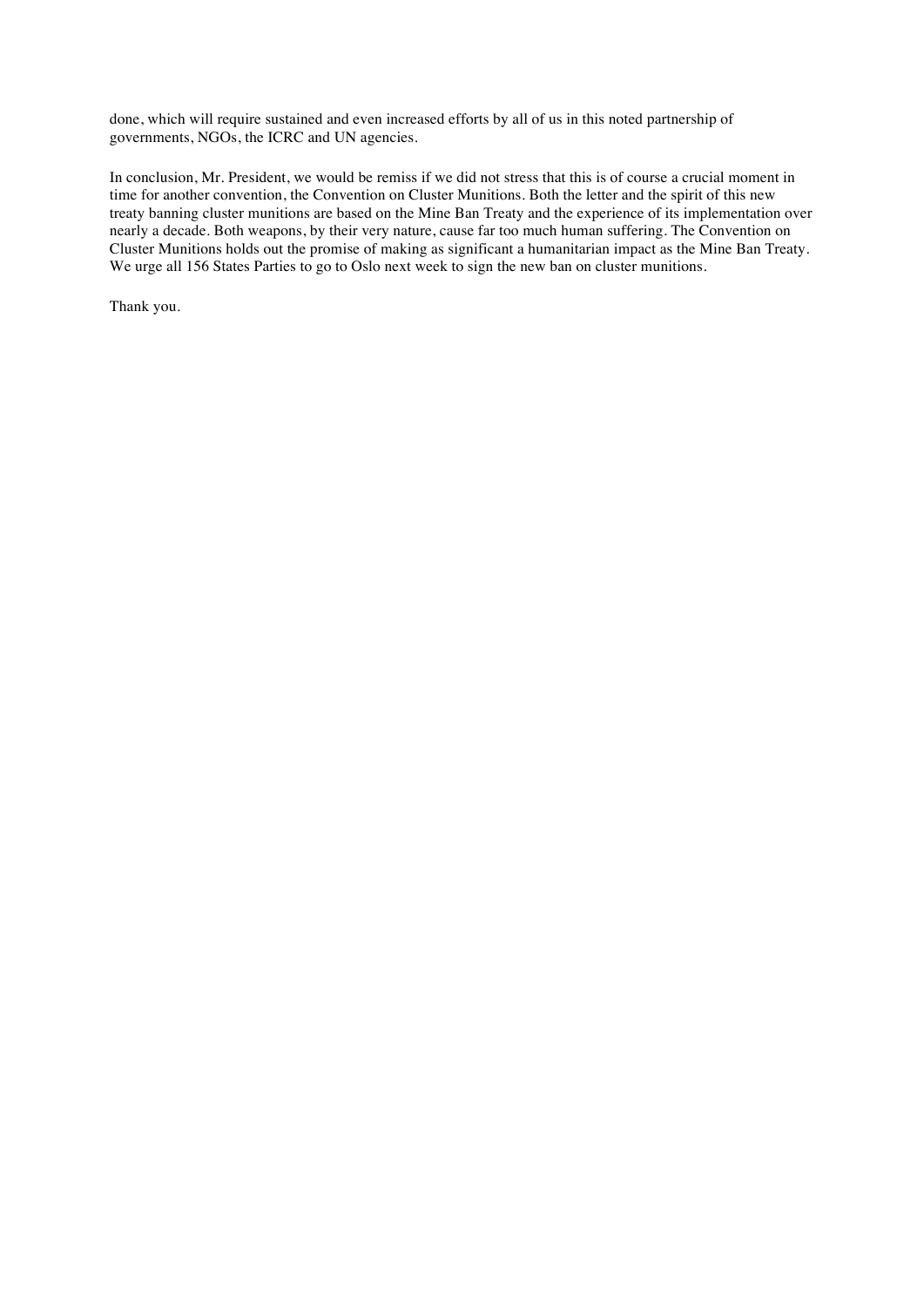done, which will require sustained and even increased efforts by all of us in this noted partnership of governments, NGOs, the ICRC and UN agencies.

In conclusion, Mr. President, we would be remiss if we did not stress that this is of course a crucial moment in time for another convention, the Convention on Cluster Munitions. Both the letter and the spirit of this new treaty banning cluster munitions are based on the Mine Ban Treaty and the experience of its implementation over nearly a decade. Both weapons, by their very nature, cause far too much human suffering. The Convention on Cluster Munitions holds out the promise of making as significant a humanitarian impact as the Mine Ban Treaty. We urge all 156 States Parties to go to Oslo next week to sign the new ban on cluster munitions.

Thank you.